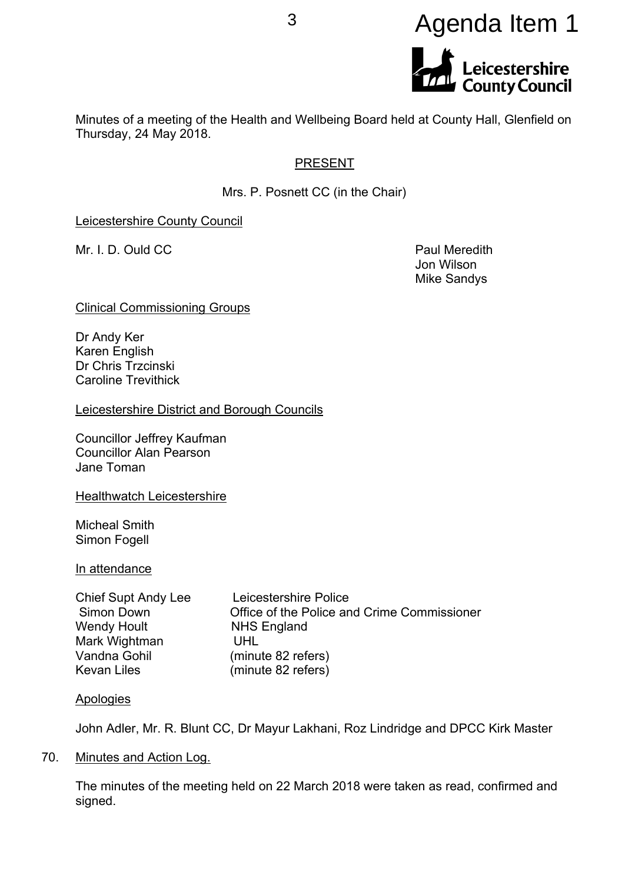Agenda Item 1

Leicestershire County Council

Minutes of a meeting of the Health and Wellbeing Board held at County Hall, Glenfield on Thursday, 24 May 2018.

PRESENT

Mrs. P. Posnett CC (in the Chair)

Leicestershire County Council

Mr. I. D. Ould CC

Paul Meredith
Jon Wilson
Mike Sandys

Clinical Commissioning Groups

Dr Andy Ker
Karen English
Dr Chris Trzcinski
Caroline Trevithick

Leicestershire District and Borough Councils

Councillor Jeffrey Kaufman
Councillor Alan Pearson
Jane Toman

Healthwatch Leicestershire

Micheal Smith
Simon Fogell

In attendance

| | |
|---|---|
| Chief Supt Andy Lee | Leicestershire Police |
| Simon Down | Office of the Police and Crime Commissioner |
| Wendy Hoult | NHS England |
| Mark Wightman | UHL |
| Vandna Gohil | (minute 82 refers) |
| Kevan Liles | (minute 82 refers) |

Apologies

John Adler, Mr. R. Blunt CC, Dr Mayur Lakhani, Roz Lindridge and DPCC Kirk Master

70. Minutes and Action Log.

The minutes of the meeting held on 22 March 2018 were taken as read, confirmed and signed.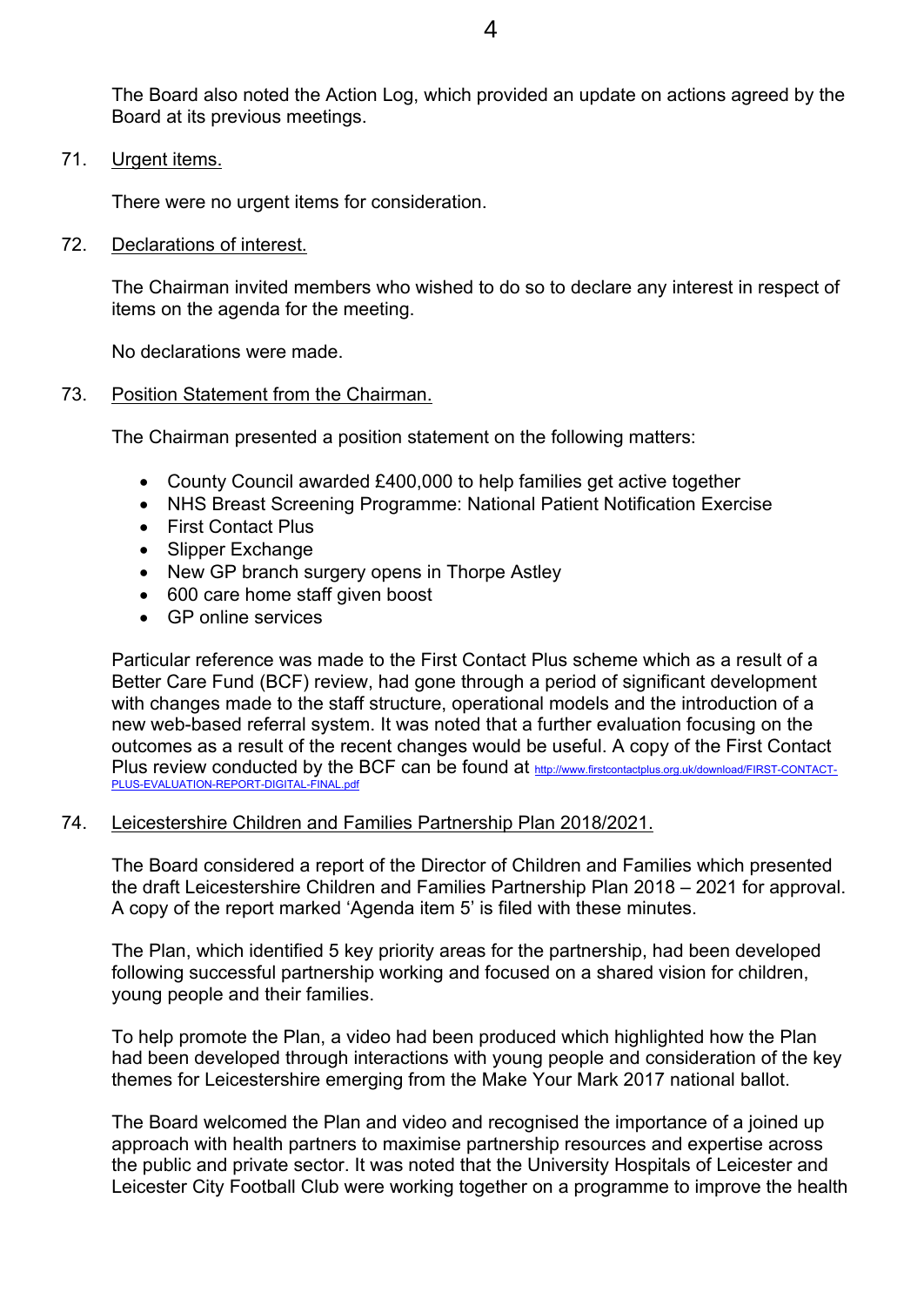The Board also noted the Action Log, which provided an update on actions agreed by the Board at its previous meetings.

71. Urgent items.

There were no urgent items for consideration.

72. Declarations of interest.

The Chairman invited members who wished to do so to declare any interest in respect of items on the agenda for the meeting.

No declarations were made.

73. Position Statement from the Chairman.

The Chairman presented a position statement on the following matters:

- County Council awarded £400,000 to help families get active together
- NHS Breast Screening Programme: National Patient Notification Exercise
- First Contact Plus
- Slipper Exchange
- New GP branch surgery opens in Thorpe Astley
- 600 care home staff given boost
- GP online services

Particular reference was made to the First Contact Plus scheme which as a result of a Better Care Fund (BCF) review, had gone through a period of significant development with changes made to the staff structure, operational models and the introduction of a new web-based referral system. It was noted that a further evaluation focusing on the outcomes as a result of the recent changes would be useful. A copy of the First Contact Plus review conducted by the BCF can be found at http://www.firstcontactplus.org.uk/download/FIRST-CONTACT-PLUS-EVALUATION-REPORT-DIGITAL-FINAL.pdf

74. Leicestershire Children and Families Partnership Plan 2018/2021.

The Board considered a report of the Director of Children and Families which presented the draft Leicestershire Children and Families Partnership Plan 2018 – 2021 for approval. A copy of the report marked 'Agenda item 5' is filed with these minutes.

The Plan, which identified 5 key priority areas for the partnership, had been developed following successful partnership working and focused on a shared vision for children, young people and their families.

To help promote the Plan, a video had been produced which highlighted how the Plan had been developed through interactions with young people and consideration of the key themes for Leicestershire emerging from the Make Your Mark 2017 national ballot.

The Board welcomed the Plan and video and recognised the importance of a joined up approach with health partners to maximise partnership resources and expertise across the public and private sector. It was noted that the University Hospitals of Leicester and Leicester City Football Club were working together on a programme to improve the health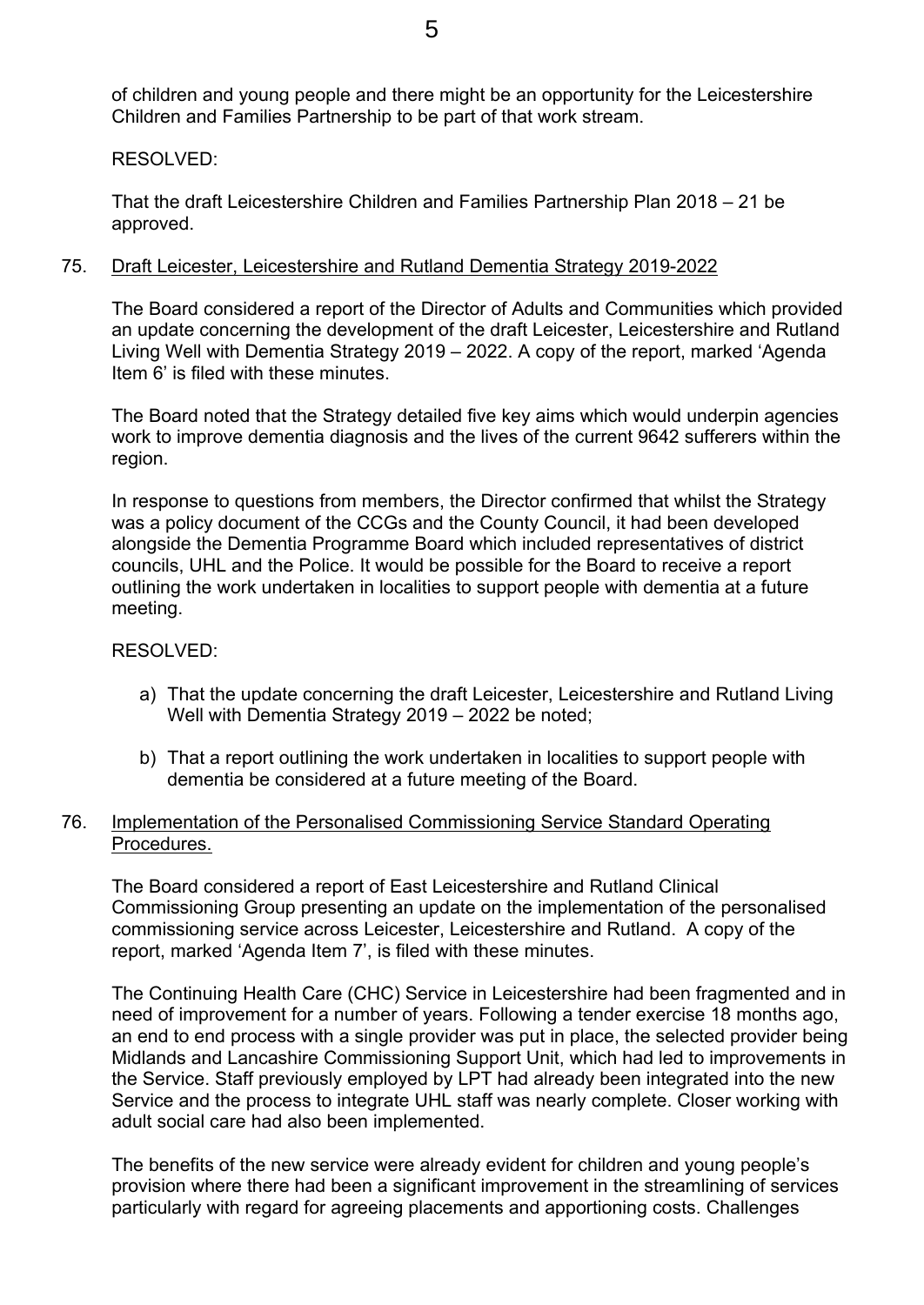of children and young people and there might be an opportunity for the Leicestershire Children and Families Partnership to be part of that work stream.

RESOLVED:

That the draft Leicestershire Children and Families Partnership Plan 2018 – 21 be approved.

75. Draft Leicester, Leicestershire and Rutland Dementia Strategy 2019-2022

The Board considered a report of the Director of Adults and Communities which provided an update concerning the development of the draft Leicester, Leicestershire and Rutland Living Well with Dementia Strategy 2019 – 2022. A copy of the report, marked 'Agenda Item 6' is filed with these minutes.

The Board noted that the Strategy detailed five key aims which would underpin agencies work to improve dementia diagnosis and the lives of the current 9642 sufferers within the region.

In response to questions from members, the Director confirmed that whilst the Strategy was a policy document of the CCGs and the County Council, it had been developed alongside the Dementia Programme Board which included representatives of district councils, UHL and the Police. It would be possible for the Board to receive a report outlining the work undertaken in localities to support people with dementia at a future meeting.

RESOLVED:

a) That the update concerning the draft Leicester, Leicestershire and Rutland Living Well with Dementia Strategy 2019 – 2022 be noted;

b) That a report outlining the work undertaken in localities to support people with dementia be considered at a future meeting of the Board.

76. Implementation of the Personalised Commissioning Service Standard Operating Procedures.

The Board considered a report of East Leicestershire and Rutland Clinical Commissioning Group presenting an update on the implementation of the personalised commissioning service across Leicester, Leicestershire and Rutland. A copy of the report, marked 'Agenda Item 7', is filed with these minutes.

The Continuing Health Care (CHC) Service in Leicestershire had been fragmented and in need of improvement for a number of years. Following a tender exercise 18 months ago, an end to end process with a single provider was put in place, the selected provider being Midlands and Lancashire Commissioning Support Unit, which had led to improvements in the Service. Staff previously employed by LPT had already been integrated into the new Service and the process to integrate UHL staff was nearly complete. Closer working with adult social care had also been implemented.

The benefits of the new service were already evident for children and young people's provision where there had been a significant improvement in the streamlining of services particularly with regard for agreeing placements and apportioning costs. Challenges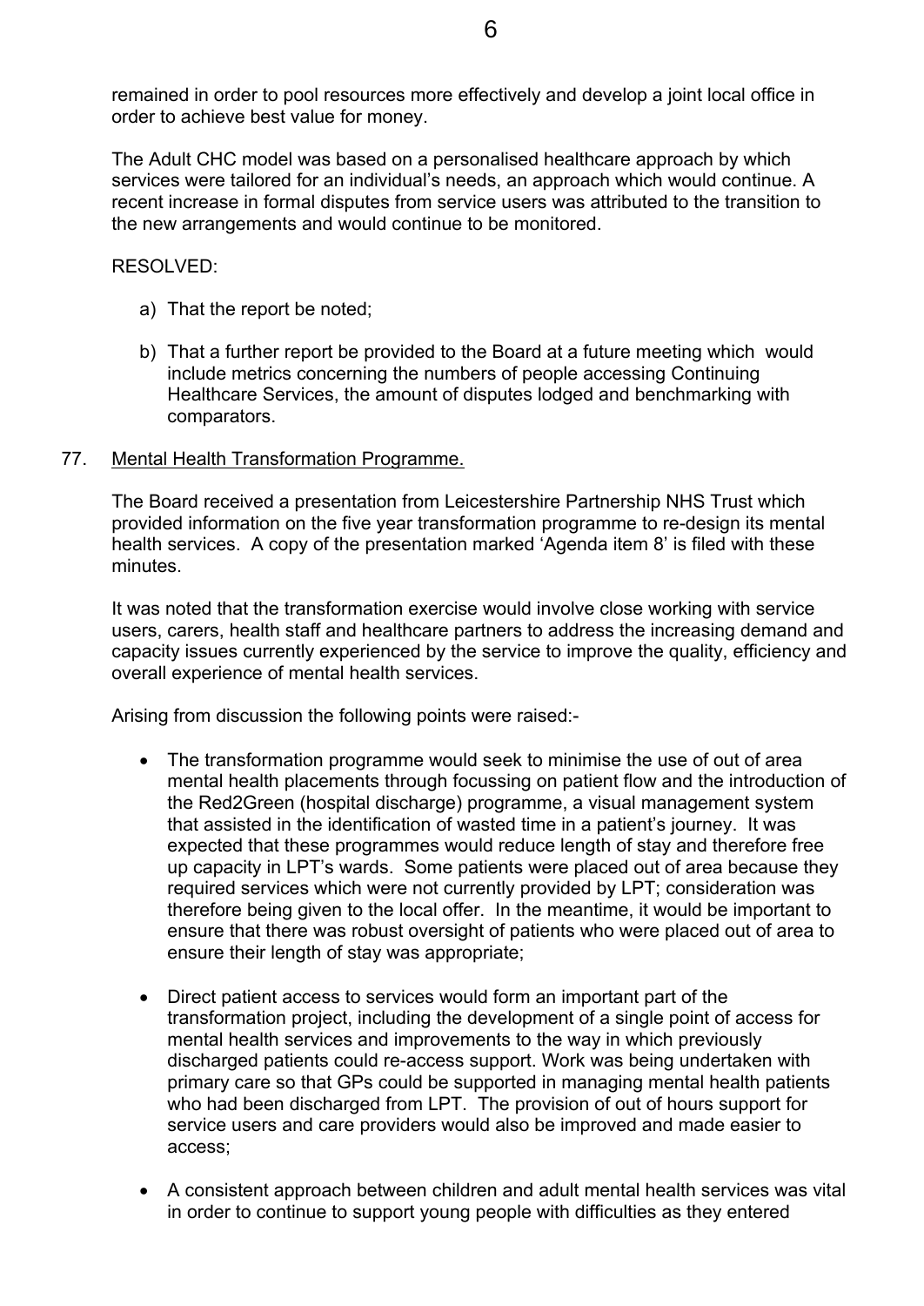remained in order to pool resources more effectively and develop a joint local office in order to achieve best value for money.

The Adult CHC model was based on a personalised healthcare approach by which services were tailored for an individual's needs, an approach which would continue. A recent increase in formal disputes from service users was attributed to the transition to the new arrangements and would continue to be monitored.

RESOLVED:

a) That the report be noted;

b) That a further report be provided to the Board at a future meeting which would include metrics concerning the numbers of people accessing Continuing Healthcare Services, the amount of disputes lodged and benchmarking with comparators.

77. Mental Health Transformation Programme.

The Board received a presentation from Leicestershire Partnership NHS Trust which provided information on the five year transformation programme to re-design its mental health services. A copy of the presentation marked 'Agenda item 8' is filed with these minutes.

It was noted that the transformation exercise would involve close working with service users, carers, health staff and healthcare partners to address the increasing demand and capacity issues currently experienced by the service to improve the quality, efficiency and overall experience of mental health services.

Arising from discussion the following points were raised:-

- The transformation programme would seek to minimise the use of out of area mental health placements through focussing on patient flow and the introduction of the Red2Green (hospital discharge) programme, a visual management system that assisted in the identification of wasted time in a patient's journey. It was expected that these programmes would reduce length of stay and therefore free up capacity in LPT's wards. Some patients were placed out of area because they required services which were not currently provided by LPT; consideration was therefore being given to the local offer. In the meantime, it would be important to ensure that there was robust oversight of patients who were placed out of area to ensure their length of stay was appropriate;

- Direct patient access to services would form an important part of the transformation project, including the development of a single point of access for mental health services and improvements to the way in which previously discharged patients could re-access support. Work was being undertaken with primary care so that GPs could be supported in managing mental health patients who had been discharged from LPT. The provision of out of hours support for service users and care providers would also be improved and made easier to access;

- A consistent approach between children and adult mental health services was vital in order to continue to support young people with difficulties as they entered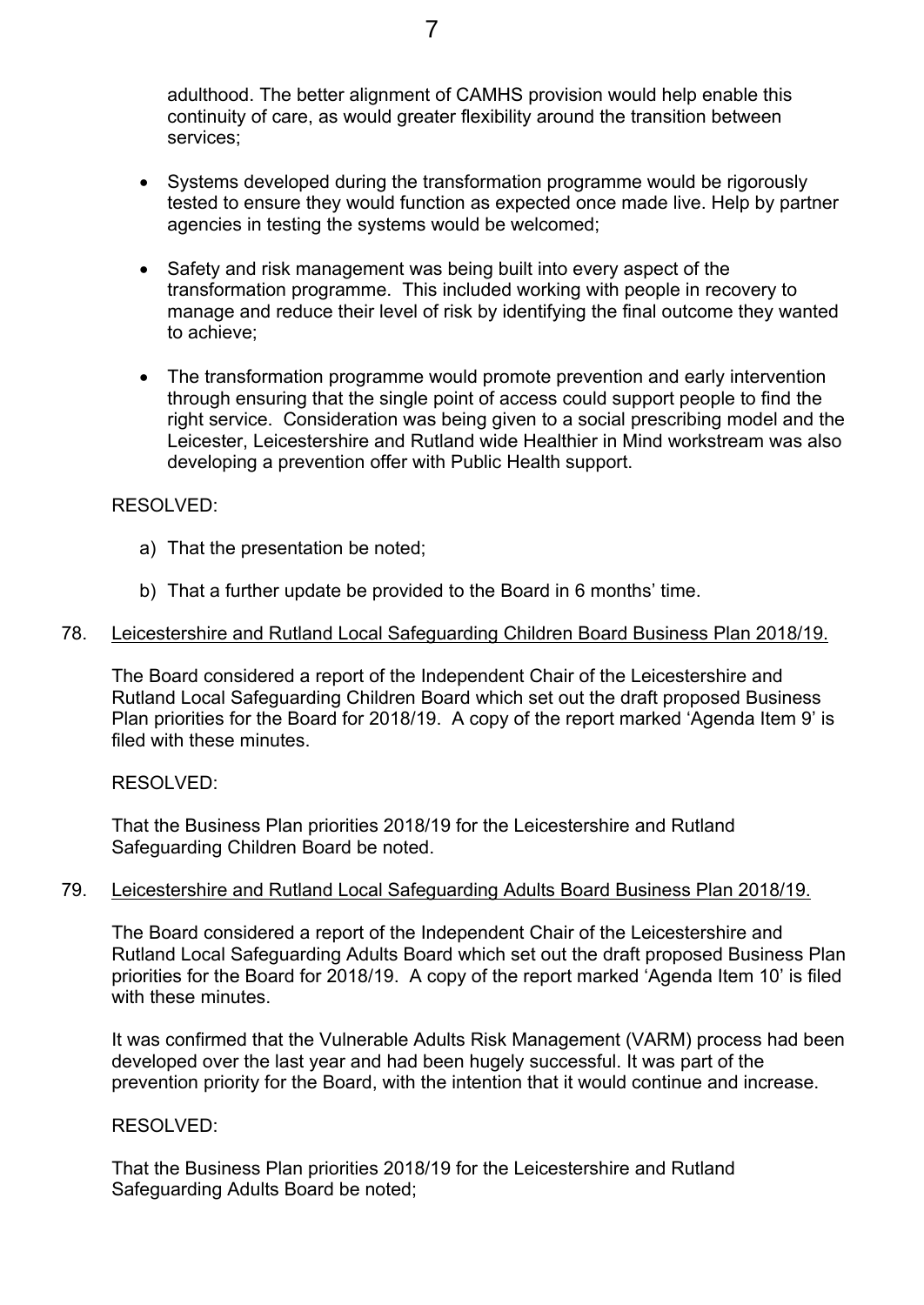adulthood. The better alignment of CAMHS provision would help enable this continuity of care, as would greater flexibility around the transition between services;

- Systems developed during the transformation programme would be rigorously tested to ensure they would function as expected once made live. Help by partner agencies in testing the systems would be welcomed;

- Safety and risk management was being built into every aspect of the transformation programme. This included working with people in recovery to manage and reduce their level of risk by identifying the final outcome they wanted to achieve;

- The transformation programme would promote prevention and early intervention through ensuring that the single point of access could support people to find the right service. Consideration was being given to a social prescribing model and the Leicester, Leicestershire and Rutland wide Healthier in Mind workstream was also developing a prevention offer with Public Health support.

RESOLVED:

a) That the presentation be noted;

b) That a further update be provided to the Board in 6 months' time.

78. <u>Leicestershire and Rutland Local Safeguarding Children Board Business Plan 2018/19.</u>

The Board considered a report of the Independent Chair of the Leicestershire and Rutland Local Safeguarding Children Board which set out the draft proposed Business Plan priorities for the Board for 2018/19. A copy of the report marked 'Agenda Item 9' is filed with these minutes.

RESOLVED:

That the Business Plan priorities 2018/19 for the Leicestershire and Rutland Safeguarding Children Board be noted.

79. <u>Leicestershire and Rutland Local Safeguarding Adults Board Business Plan 2018/19.</u>

The Board considered a report of the Independent Chair of the Leicestershire and Rutland Local Safeguarding Adults Board which set out the draft proposed Business Plan priorities for the Board for 2018/19. A copy of the report marked 'Agenda Item 10' is filed with these minutes.

It was confirmed that the Vulnerable Adults Risk Management (VARM) process had been developed over the last year and had been hugely successful. It was part of the prevention priority for the Board, with the intention that it would continue and increase.

RESOLVED:

That the Business Plan priorities 2018/19 for the Leicestershire and Rutland Safeguarding Adults Board be noted;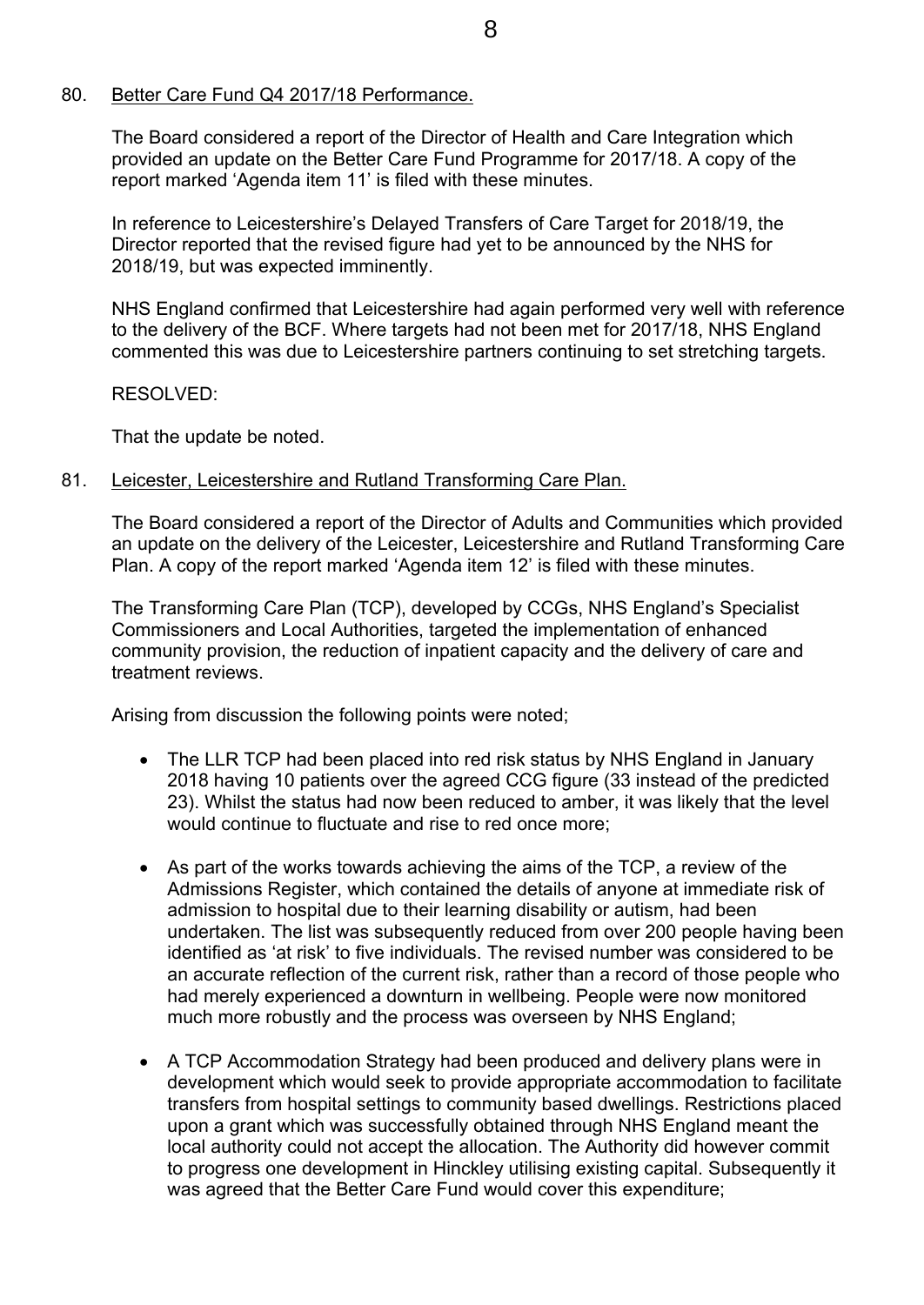80. Better Care Fund Q4 2017/18 Performance.

The Board considered a report of the Director of Health and Care Integration which provided an update on the Better Care Fund Programme for 2017/18. A copy of the report marked 'Agenda item 11' is filed with these minutes.

In reference to Leicestershire's Delayed Transfers of Care Target for 2018/19, the Director reported that the revised figure had yet to be announced by the NHS for 2018/19, but was expected imminently.

NHS England confirmed that Leicestershire had again performed very well with reference to the delivery of the BCF. Where targets had not been met for 2017/18, NHS England commented this was due to Leicestershire partners continuing to set stretching targets.

RESOLVED:

That the update be noted.

81. Leicester, Leicestershire and Rutland Transforming Care Plan.

The Board considered a report of the Director of Adults and Communities which provided an update on the delivery of the Leicester, Leicestershire and Rutland Transforming Care Plan. A copy of the report marked 'Agenda item 12' is filed with these minutes.

The Transforming Care Plan (TCP), developed by CCGs, NHS England's Specialist Commissioners and Local Authorities, targeted the implementation of enhanced community provision, the reduction of inpatient capacity and the delivery of care and treatment reviews.

Arising from discussion the following points were noted;

- The LLR TCP had been placed into red risk status by NHS England in January 2018 having 10 patients over the agreed CCG figure (33 instead of the predicted 23). Whilst the status had now been reduced to amber, it was likely that the level would continue to fluctuate and rise to red once more;

- As part of the works towards achieving the aims of the TCP, a review of the Admissions Register, which contained the details of anyone at immediate risk of admission to hospital due to their learning disability or autism, had been undertaken. The list was subsequently reduced from over 200 people having been identified as 'at risk' to five individuals. The revised number was considered to be an accurate reflection of the current risk, rather than a record of those people who had merely experienced a downturn in wellbeing. People were now monitored much more robustly and the process was overseen by NHS England;

- A TCP Accommodation Strategy had been produced and delivery plans were in development which would seek to provide appropriate accommodation to facilitate transfers from hospital settings to community based dwellings. Restrictions placed upon a grant which was successfully obtained through NHS England meant the local authority could not accept the allocation. The Authority did however commit to progress one development in Hinckley utilising existing capital. Subsequently it was agreed that the Better Care Fund would cover this expenditure;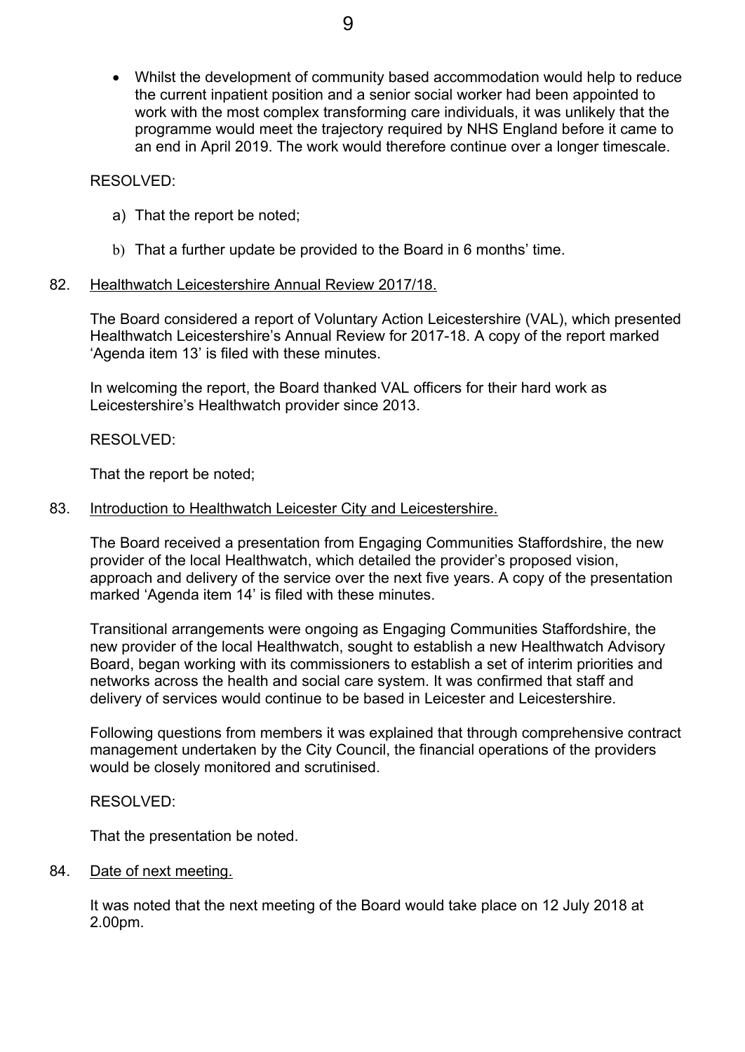- Whilst the development of community based accommodation would help to reduce the current inpatient position and a senior social worker had been appointed to work with the most complex transforming care individuals, it was unlikely that the programme would meet the trajectory required by NHS England before it came to an end in April 2019. The work would therefore continue over a longer timescale.

RESOLVED:

a) That the report be noted;

b) That a further update be provided to the Board in 6 months' time.

82. Healthwatch Leicestershire Annual Review 2017/18.

The Board considered a report of Voluntary Action Leicestershire (VAL), which presented Healthwatch Leicestershire's Annual Review for 2017-18. A copy of the report marked 'Agenda item 13' is filed with these minutes.

In welcoming the report, the Board thanked VAL officers for their hard work as Leicestershire's Healthwatch provider since 2013.

RESOLVED:

That the report be noted;

83. Introduction to Healthwatch Leicester City and Leicestershire.

The Board received a presentation from Engaging Communities Staffordshire, the new provider of the local Healthwatch, which detailed the provider's proposed vision, approach and delivery of the service over the next five years. A copy of the presentation marked 'Agenda item 14' is filed with these minutes.

Transitional arrangements were ongoing as Engaging Communities Staffordshire, the new provider of the local Healthwatch, sought to establish a new Healthwatch Advisory Board, began working with its commissioners to establish a set of interim priorities and networks across the health and social care system. It was confirmed that staff and delivery of services would continue to be based in Leicester and Leicestershire.

Following questions from members it was explained that through comprehensive contract management undertaken by the City Council, the financial operations of the providers would be closely monitored and scrutinised.

RESOLVED:

That the presentation be noted.

84. Date of next meeting.

It was noted that the next meeting of the Board would take place on 12 July 2018 at 2.00pm.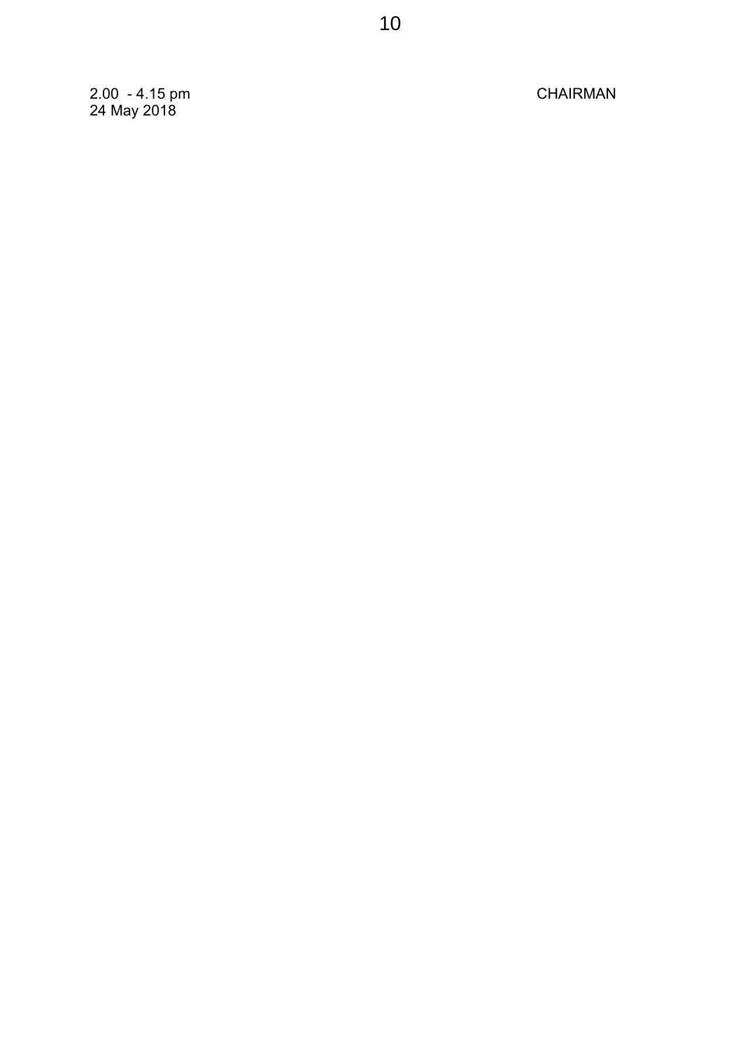2.00 - 4.15 pm
24 May 2018

CHAIRMAN